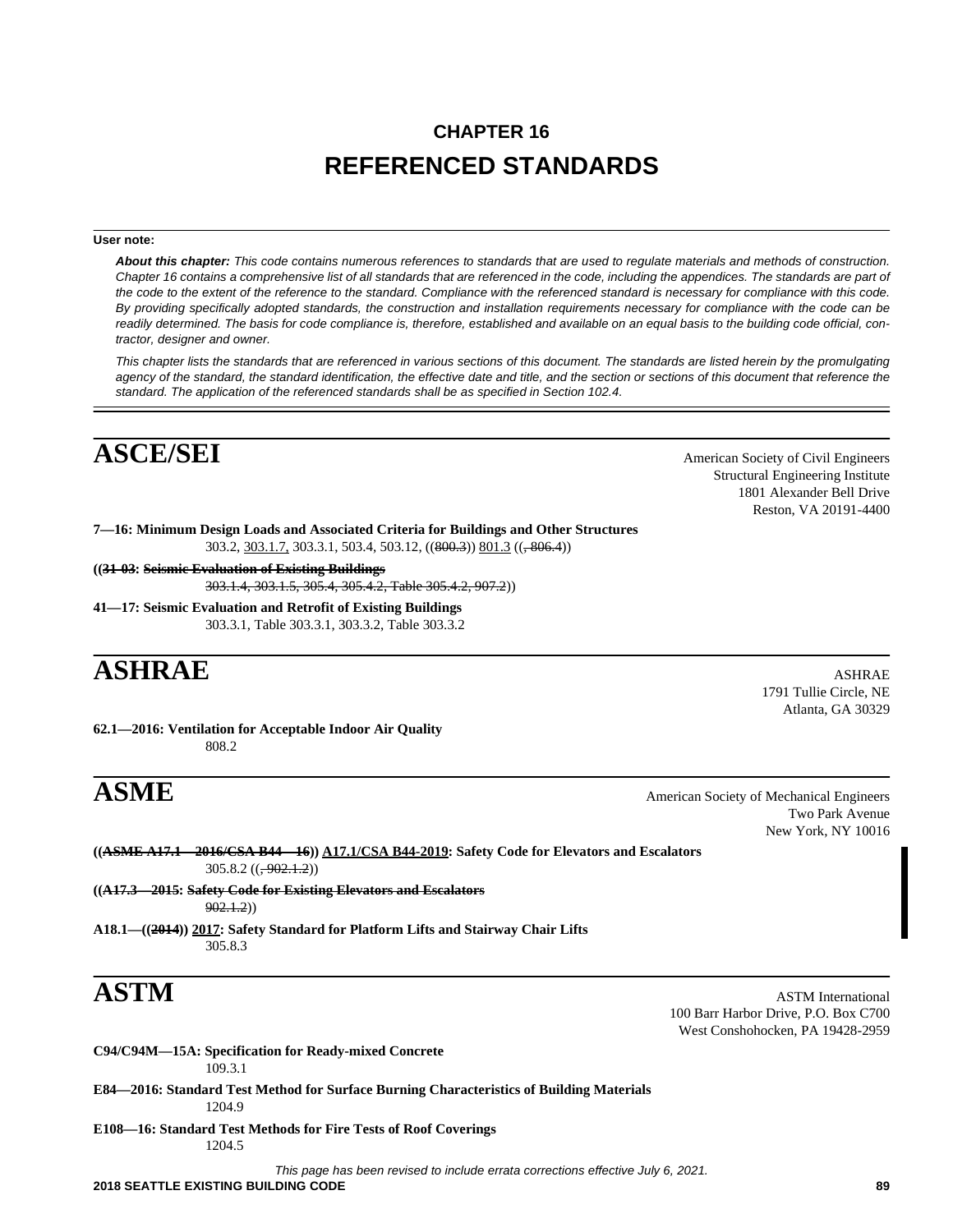# CHAPTER 16
# REFERENCED STANDARDS

**User note:**

***About this chapter:*** *This code contains numerous references to standards that are used to regulate materials and methods of construction. Chapter 16 contains a comprehensive list of all standards that are referenced in the code, including the appendices. The standards are part of the code to the extent of the reference to the standard. Compliance with the referenced standard is necessary for compliance with this code. By providing specifically adopted standards, the construction and installation requirements necessary for compliance with the code can be readily determined. The basis for code compliance is, therefore, established and available on an equal basis to the building code official, contractor, designer and owner.*

*This chapter lists the standards that are referenced in various sections of this document. The standards are listed herein by the promulgating agency of the standard, the standard identification, the effective date and title, and the section or sections of this document that reference the standard. The application of the referenced standards shall be as specified in Section 102.4.*

## ASCE/SEI

American Society of Civil Engineers
Structural Engineering Institute
1801 Alexander Bell Drive
Reston, VA 20191-4400

**7—16: Minimum Design Loads and Associated Criteria for Buildings and Other Structures**
303.2, 303.1.7, 303.3.1, 503.4, 503.12, ((~~800.3~~)) 801.3 ((~~, 806.4~~))

**((~~31-03: Seismic Evaluation of Existing Buildings~~**
~~303.1.4, 303.1.5, 305.4, 305.4.2, Table 305.4.2, 907.2~~))

**41—17: Seismic Evaluation and Retrofit of Existing Buildings**
303.3.1, Table 303.3.1, 303.3.2, Table 303.3.2

## ASHRAE

ASHRAE
1791 Tullie Circle, NE
Atlanta, GA 30329

**62.1—2016: Ventilation for Acceptable Indoor Air Quality**
808.2

## ASME

American Society of Mechanical Engineers
Two Park Avenue
New York, NY 10016

**((~~ASME A17.1—2016/CSA B44—16~~)) A17.1/CSA B44-2019: Safety Code for Elevators and Escalators**
305.8.2 ((~~, 902.1.2~~))

**((~~A17.3—2015: Safety Code for Existing Elevators and Escalators~~**
~~902.1.2~~))

**A18.1—((~~2014~~)) 2017: Safety Standard for Platform Lifts and Stairway Chair Lifts**
305.8.3

## ASTM

ASTM International
100 Barr Harbor Drive, P.O. Box C700
West Conshohocken, PA 19428-2959

**C94/C94M—15A: Specification for Ready-mixed Concrete**
109.3.1

**E84—2016: Standard Test Method for Surface Burning Characteristics of Building Materials**
1204.9

**E108—16: Standard Test Methods for Fire Tests of Roof Coverings**
1204.5

*This page has been revised to include errata corrections effective July 6, 2021.*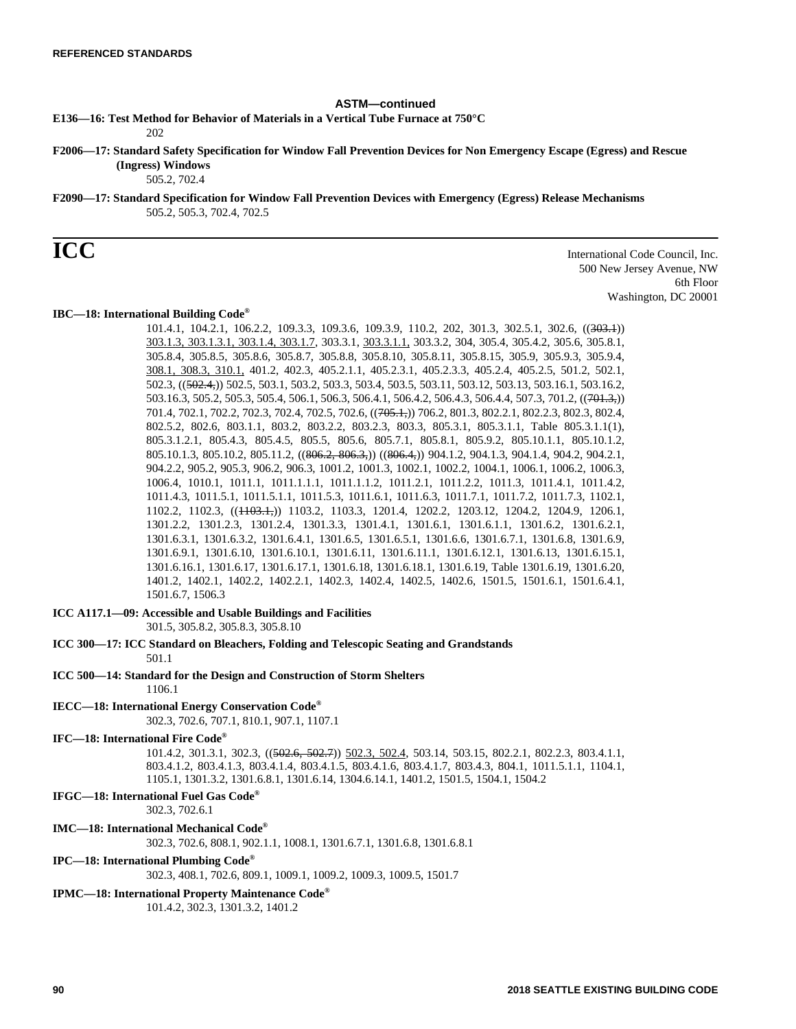**ASTM—continued**

**E136—16: Test Method for Behavior of Materials in a Vertical Tube Furnace at 750°C**

202

**F2006—17: Standard Safety Specification for Window Fall Prevention Devices for Non Emergency Escape (Egress) and Rescue (Ingress) Windows**

505.2, 702.4

**F2090—17: Standard Specification for Window Fall Prevention Devices with Emergency (Egress) Release Mechanisms**

505.2, 505.3, 702.4, 702.5

# ICC

International Code Council, Inc.
500 New Jersey Avenue, NW
6th Floor
Washington, DC 20001

**IBC—18: International Building Code®**

101.4.1, 104.2.1, 106.2.2, 109.3.3, 109.3.6, 109.3.9, 110.2, 202, 301.3, 302.5.1, 302.6, ((~~303.1~~)) 303.1.3, 303.1.3.1, 303.1.4, 303.1.7, 303.3.1, 303.3.1.1, 303.3.2, 304, 305.4, 305.4.2, 305.6, 305.8.1, 305.8.4, 305.8.5, 305.8.6, 305.8.7, 305.8.8, 305.8.10, 305.8.11, 305.8.15, 305.9, 305.9.3, 305.9.4, 308.1, 308.3, 310.1, 401.2, 402.3, 405.2.1.1, 405.2.3.1, 405.2.3.3, 405.2.4, 405.2.5, 501.2, 502.1, 502.3, ((~~502.4,~~)) 502.5, 503.1, 503.2, 503.3, 503.4, 503.5, 503.11, 503.12, 503.13, 503.16.1, 503.16.2, 503.16.3, 505.2, 505.3, 505.4, 506.1, 506.3, 506.4.1, 506.4.2, 506.4.3, 506.4.4, 507.3, 701.2, ((~~701.3,~~)) 701.4, 702.1, 702.2, 702.3, 702.4, 702.5, 702.6, ((~~705.1,~~)) 706.2, 801.3, 802.2.1, 802.2.3, 802.3, 802.4, 802.5.2, 802.6, 803.1.1, 803.2, 803.2.2, 803.2.3, 803.3, 805.3.1, 805.3.1.1, Table 805.3.1.1(1), 805.3.1.2.1, 805.4.3, 805.4.5, 805.5, 805.6, 805.7.1, 805.8.1, 805.9.2, 805.10.1.1, 805.10.1.2, 805.10.1.3, 805.10.2, 805.11.2, ((~~806.2, 806.3,~~)) ((~~806.4,~~)) 904.1.2, 904.1.3, 904.1.4, 904.2, 904.2.1, 904.2.2, 905.2, 905.3, 906.2, 906.3, 1001.2, 1001.3, 1002.1, 1002.2, 1004.1, 1006.1, 1006.2, 1006.3, 1006.4, 1010.1, 1011.1, 1011.1.1.1, 1011.1.1.2, 1011.2.1, 1011.2.2, 1011.3, 1011.4.1, 1011.4.2, 1011.4.3, 1011.5.1, 1011.5.1.1, 1011.5.3, 1011.6.1, 1011.6.3, 1011.7.1, 1011.7.2, 1011.7.3, 1102.1, 1102.2, 1102.3, ((~~1103.1,~~)) 1103.2, 1103.3, 1201.4, 1202.2, 1203.12, 1204.2, 1204.9, 1206.1, 1301.2.2, 1301.2.3, 1301.2.4, 1301.3.3, 1301.4.1, 1301.6.1, 1301.6.1.1, 1301.6.2, 1301.6.2.1, 1301.6.3.1, 1301.6.3.2, 1301.6.4.1, 1301.6.5, 1301.6.5.1, 1301.6.6, 1301.6.7.1, 1301.6.8, 1301.6.9, 1301.6.9.1, 1301.6.10, 1301.6.10.1, 1301.6.11, 1301.6.11.1, 1301.6.12.1, 1301.6.13, 1301.6.15.1, 1301.6.16.1, 1301.6.17, 1301.6.17.1, 1301.6.18, 1301.6.18.1, 1301.6.19, Table 1301.6.19, 1301.6.20, 1401.2, 1402.1, 1402.2, 1402.2.1, 1402.3, 1402.4, 1402.5, 1402.6, 1501.5, 1501.6.1, 1501.6.4.1, 1501.6.7, 1506.3

**ICC A117.1—09: Accessible and Usable Buildings and Facilities**

301.5, 305.8.2, 305.8.3, 305.8.10

**ICC 300—17: ICC Standard on Bleachers, Folding and Telescopic Seating and Grandstands**

501.1

**ICC 500—14: Standard for the Design and Construction of Storm Shelters**

1106.1

**IECC—18: International Energy Conservation Code®**

302.3, 702.6, 707.1, 810.1, 907.1, 1107.1

**IFC—18: International Fire Code®**

101.4.2, 301.3.1, 302.3, ((~~502.6, 502.7~~)) 502.3, 502.4, 503.14, 503.15, 802.2.1, 802.2.3, 803.4.1.1, 803.4.1.2, 803.4.1.3, 803.4.1.4, 803.4.1.5, 803.4.1.6, 803.4.1.7, 803.4.3, 804.1, 1011.5.1.1, 1104.1, 1105.1, 1301.3.2, 1301.6.8.1, 1301.6.14, 1304.6.14.1, 1401.2, 1501.5, 1504.1, 1504.2

**IFGC—18: International Fuel Gas Code®**

302.3, 702.6.1

**IMC—18: International Mechanical Code®**

302.3, 702.6, 808.1, 902.1.1, 1008.1, 1301.6.7.1, 1301.6.8, 1301.6.8.1

**IPC—18: International Plumbing Code®**

302.3, 408.1, 702.6, 809.1, 1009.1, 1009.2, 1009.3, 1009.5, 1501.7

**IPMC—18: International Property Maintenance Code®**

101.4.2, 302.3, 1301.3.2, 1401.2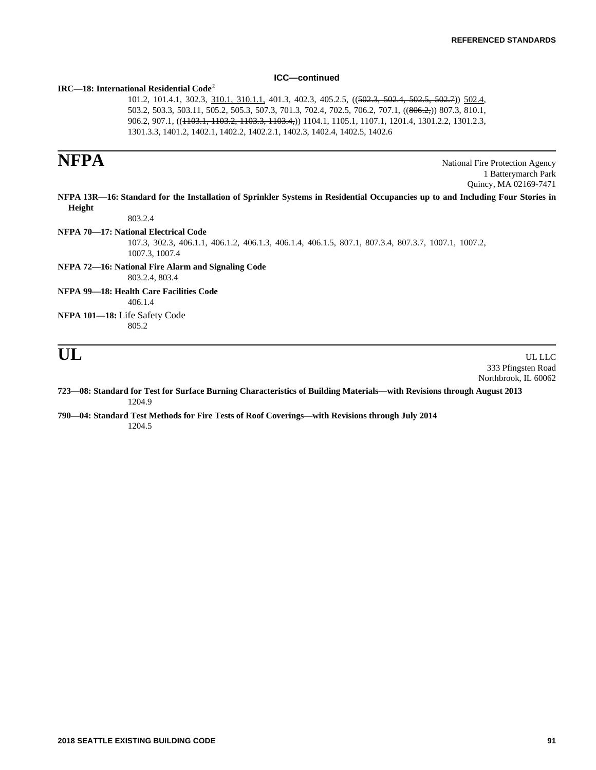**ICC—continued**

**IRC—18: International Residential Code®**

101.2, 101.4.1, 302.3, <u>310.1, 310.1.1,</u> 401.3, 402.3, 405.2.5, ((~~502.3, 502.4, 502.5, 502.7~~)) <u>502.4</u>, 503.2, 503.3, 503.11, 505.2, 505.3, 507.3, 701.3, 702.4, 702.5, 706.2, 707.1, ((~~806.2,~~)) 807.3, 810.1, 906.2, 907.1, ((~~1103.1, 1103.2, 1103.3, 1103.4,~~)) 1104.1, 1105.1, 1107.1, 1201.4, 1301.2.2, 1301.2.3, 1301.3.3, 1401.2, 1402.1, 1402.2, 1402.2.1, 1402.3, 1402.4, 1402.5, 1402.6

# NFPA

National Fire Protection Agency
1 Batterymarch Park
Quincy, MA 02169-7471

**NFPA 13R—16: Standard for the Installation of Sprinkler Systems in Residential Occupancies up to and Including Four Stories in Height**

803.2.4

**NFPA 70—17: National Electrical Code**

107.3, 302.3, 406.1.1, 406.1.2, 406.1.3, 406.1.4, 406.1.5, 807.1, 807.3.4, 807.3.7, 1007.1, 1007.2, 1007.3, 1007.4

**NFPA 72—16: National Fire Alarm and Signaling Code**

803.2.4, 803.4

**NFPA 99—18: Health Care Facilities Code**

406.1.4

**NFPA 101—18:** Life Safety Code

805.2

# UL

UL LLC
333 Pfingsten Road
Northbrook, IL 60062

**723—08: Standard for Test for Surface Burning Characteristics of Building Materials—with Revisions through August 2013**

1204.9

**790—04: Standard Test Methods for Fire Tests of Roof Coverings—with Revisions through July 2014**

1204.5